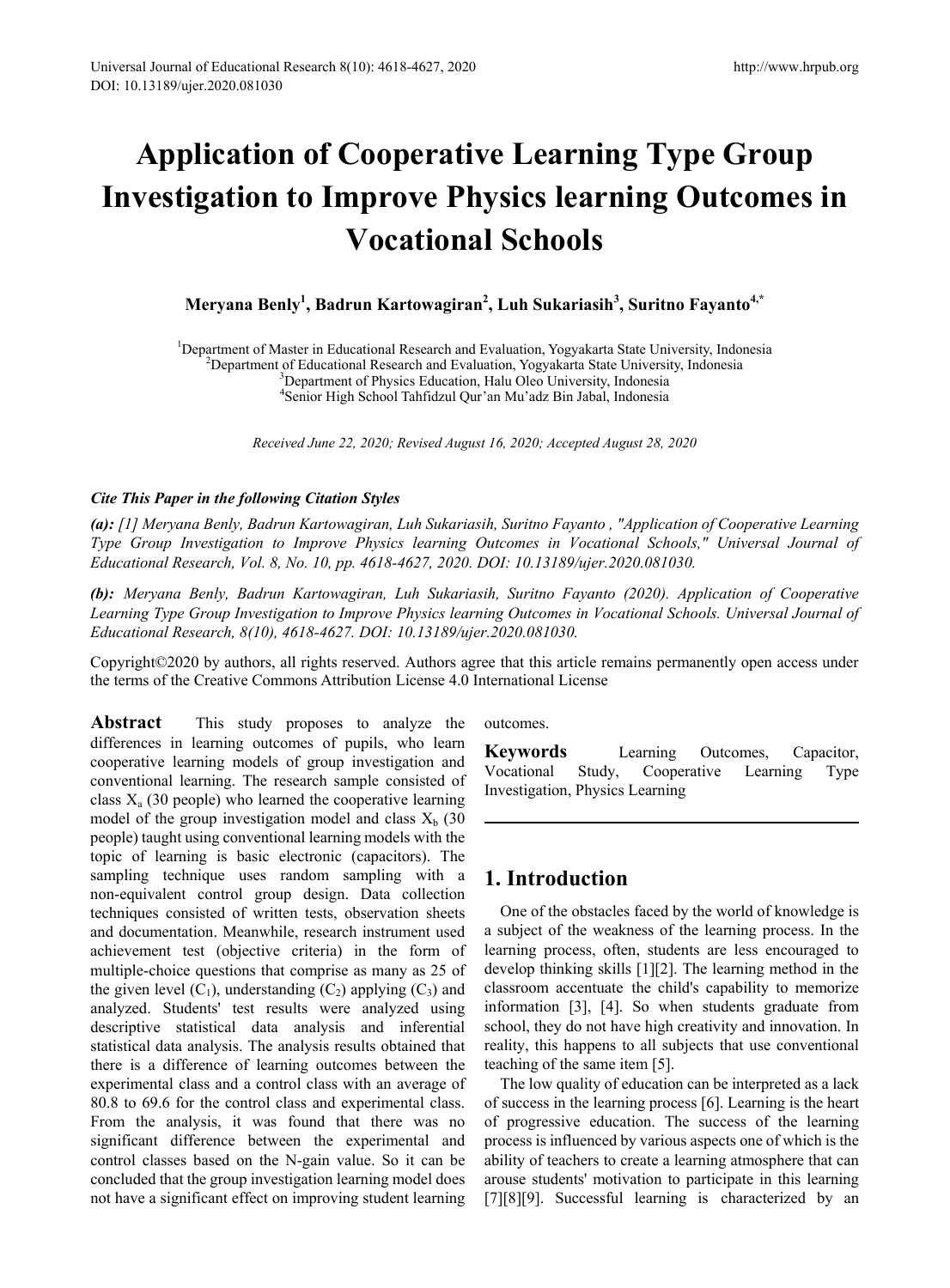# Application of Cooperative Learning Type Group Investigation to Improve Physics learning Outcomes in Vocational Schools

**Meryana Benly[1], Badrun Kartowagiran[2], Luh Sukariasih[3], Suritno Fayanto[4,*]**

[1]Department of Master in Educational Research and Evaluation, Yogyakarta State University, Indonesia
[2]Department of Educational Research and Evaluation, Yogyakarta State University, Indonesia
[3]Department of Physics Education, Halu Oleo University, Indonesia
[4]Senior High School Tahfidzul Qur'an Mu'adz Bin Jabal, Indonesia

*Received June 22, 2020; Revised August 16, 2020; Accepted August 28, 2020*

***Cite This Paper in the following Citation Styles***

***(a):*** *[1] Meryana Benly, Badrun Kartowagiran, Luh Sukariasih, Suritno Fayanto , "Application of Cooperative Learning Type Group Investigation to Improve Physics learning Outcomes in Vocational Schools," Universal Journal of Educational Research, Vol. 8, No. 10, pp. 4618-4627, 2020. DOI: 10.13189/ujer.2020.081030.*

***(b):*** *Meryana Benly, Badrun Kartowagiran, Luh Sukariasih, Suritno Fayanto (2020). Application of Cooperative Learning Type Group Investigation to Improve Physics learning Outcomes in Vocational Schools. Universal Journal of Educational Research, 8(10), 4618-4627. DOI: 10.13189/ujer.2020.081030.*

Copyright©2020 by authors, all rights reserved. Authors agree that this article remains permanently open access under the terms of the Creative Commons Attribution License 4.0 International License

**Abstract** This study proposes to analyze the differences in learning outcomes of pupils, who learn cooperative learning models of group investigation and conventional learning. The research sample consisted of class $X_a$ (30 people) who learned the cooperative learning model of the group investigation model and class $X_b$ (30 people) taught using conventional learning models with the topic of learning is basic electronic (capacitors). The sampling technique uses random sampling with a non-equivalent control group design. Data collection techniques consisted of written tests, observation sheets and documentation. Meanwhile, research instrument used achievement test (objective criteria) in the form of multiple-choice questions that comprise as many as 25 of the given level ($C_1$), understanding ($C_2$) applying ($C_3$) and analyzed. Students' test results were analyzed using descriptive statistical data analysis and inferential statistical data analysis. The analysis results obtained that there is a difference of learning outcomes between the experimental class and a control class with an average of 80.8 to 69.6 for the control class and experimental class. From the analysis, it was found that there was no significant difference between the experimental and control classes based on the N-gain value. So it can be concluded that the group investigation learning model does not have a significant effect on improving student learning outcomes.

**Keywords** Learning Outcomes, Capacitor, Vocational Study, Cooperative Learning Type Investigation, Physics Learning

## 1. Introduction

One of the obstacles faced by the world of knowledge is a subject of the weakness of the learning process. In the learning process, often, students are less encouraged to develop thinking skills [1][2]. The learning method in the classroom accentuate the child's capability to memorize information [3], [4]. So when students graduate from school, they do not have high creativity and innovation. In reality, this happens to all subjects that use conventional teaching of the same item [5].

The low quality of education can be interpreted as a lack of success in the learning process [6]. Learning is the heart of progressive education. The success of the learning process is influenced by various aspects one of which is the ability of teachers to create a learning atmosphere that can arouse students' motivation to participate in this learning [7][8][9]. Successful learning is characterized by an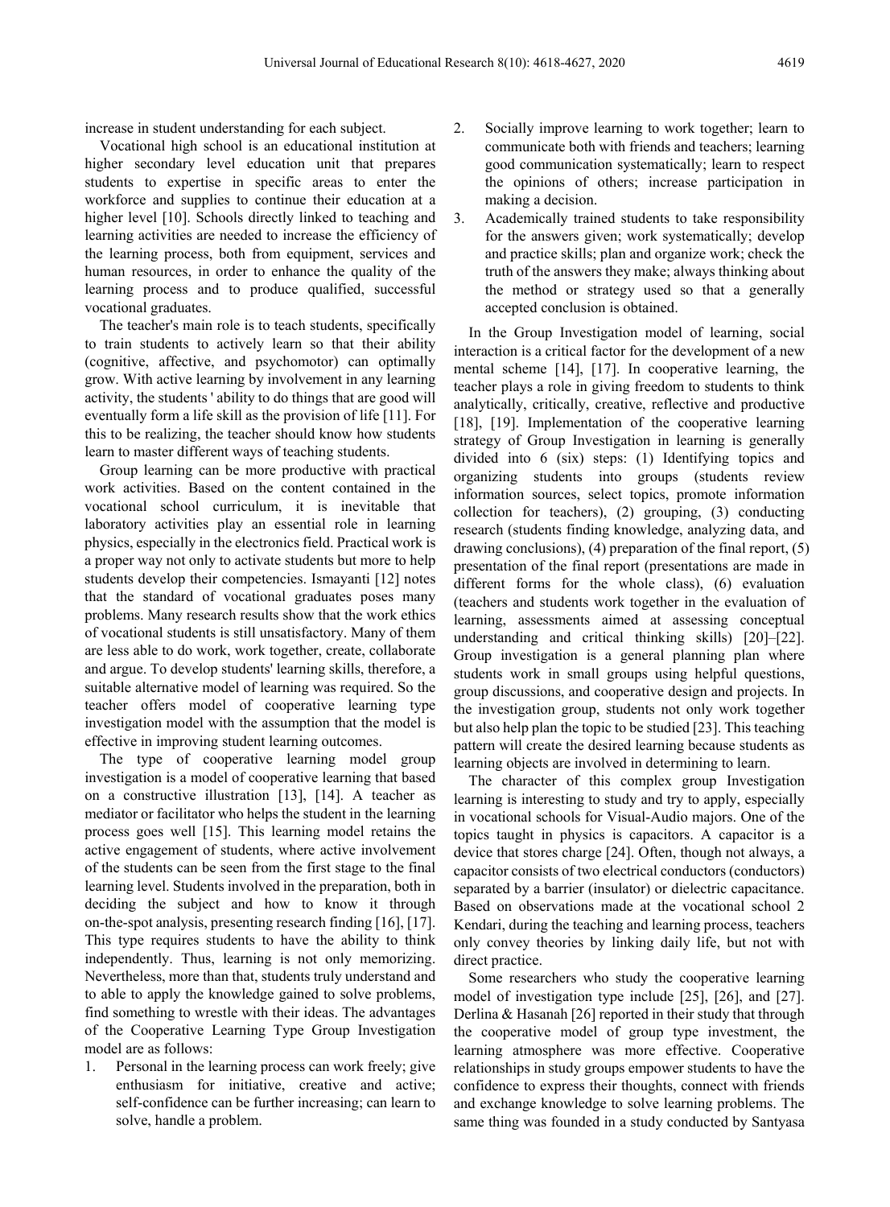increase in student understanding for each subject.

Vocational high school is an educational institution at higher secondary level education unit that prepares students to expertise in specific areas to enter the workforce and supplies to continue their education at a higher level [10]. Schools directly linked to teaching and learning activities are needed to increase the efficiency of the learning process, both from equipment, services and human resources, in order to enhance the quality of the learning process and to produce qualified, successful vocational graduates.

The teacher's main role is to teach students, specifically to train students to actively learn so that their ability (cognitive, affective, and psychomotor) can optimally grow. With active learning by involvement in any learning activity, the students ' ability to do things that are good will eventually form a life skill as the provision of life [11]. For this to be realizing, the teacher should know how students learn to master different ways of teaching students.

Group learning can be more productive with practical work activities. Based on the content contained in the vocational school curriculum, it is inevitable that laboratory activities play an essential role in learning physics, especially in the electronics field. Practical work is a proper way not only to activate students but more to help students develop their competencies. Ismayanti [12] notes that the standard of vocational graduates poses many problems. Many research results show that the work ethics of vocational students is still unsatisfactory. Many of them are less able to do work, work together, create, collaborate and argue. To develop students' learning skills, therefore, a suitable alternative model of learning was required. So the teacher offers model of cooperative learning type investigation model with the assumption that the model is effective in improving student learning outcomes.

The type of cooperative learning model group investigation is a model of cooperative learning that based on a constructive illustration [13], [14]. A teacher as mediator or facilitator who helps the student in the learning process goes well [15]. This learning model retains the active engagement of students, where active involvement of the students can be seen from the first stage to the final learning level. Students involved in the preparation, both in deciding the subject and how to know it through on-the-spot analysis, presenting research finding [16], [17]. This type requires students to have the ability to think independently. Thus, learning is not only memorizing. Nevertheless, more than that, students truly understand and to able to apply the knowledge gained to solve problems, find something to wrestle with their ideas. The advantages of the Cooperative Learning Type Group Investigation model are as follows:

1. Personal in the learning process can work freely; give enthusiasm for initiative, creative and active; self-confidence can be further increasing; can learn to solve, handle a problem.
2. Socially improve learning to work together; learn to communicate both with friends and teachers; learning good communication systematically; learn to respect the opinions of others; increase participation in making a decision.
3. Academically trained students to take responsibility for the answers given; work systematically; develop and practice skills; plan and organize work; check the truth of the answers they make; always thinking about the method or strategy used so that a generally accepted conclusion is obtained.

In the Group Investigation model of learning, social interaction is a critical factor for the development of a new mental scheme [14], [17]. In cooperative learning, the teacher plays a role in giving freedom to students to think analytically, critically, creative, reflective and productive [18], [19]. Implementation of the cooperative learning strategy of Group Investigation in learning is generally divided into 6 (six) steps: (1) Identifying topics and organizing students into groups (students review information sources, select topics, promote information collection for teachers), (2) grouping, (3) conducting research (students finding knowledge, analyzing data, and drawing conclusions), (4) preparation of the final report, (5) presentation of the final report (presentations are made in different forms for the whole class), (6) evaluation (teachers and students work together in the evaluation of learning, assessments aimed at assessing conceptual understanding and critical thinking skills) [20]–[22]. Group investigation is a general planning plan where students work in small groups using helpful questions, group discussions, and cooperative design and projects. In the investigation group, students not only work together but also help plan the topic to be studied [23]. This teaching pattern will create the desired learning because students as learning objects are involved in determining to learn.

The character of this complex group Investigation learning is interesting to study and try to apply, especially in vocational schools for Visual-Audio majors. One of the topics taught in physics is capacitors. A capacitor is a device that stores charge [24]. Often, though not always, a capacitor consists of two electrical conductors (conductors) separated by a barrier (insulator) or dielectric capacitance. Based on observations made at the vocational school 2 Kendari, during the teaching and learning process, teachers only convey theories by linking daily life, but not with direct practice.

Some researchers who study the cooperative learning model of investigation type include [25], [26], and [27]. Derlina & Hasanah [26] reported in their study that through the cooperative model of group type investment, the learning atmosphere was more effective. Cooperative relationships in study groups empower students to have the confidence to express their thoughts, connect with friends and exchange knowledge to solve learning problems. The same thing was founded in a study conducted by Santyasa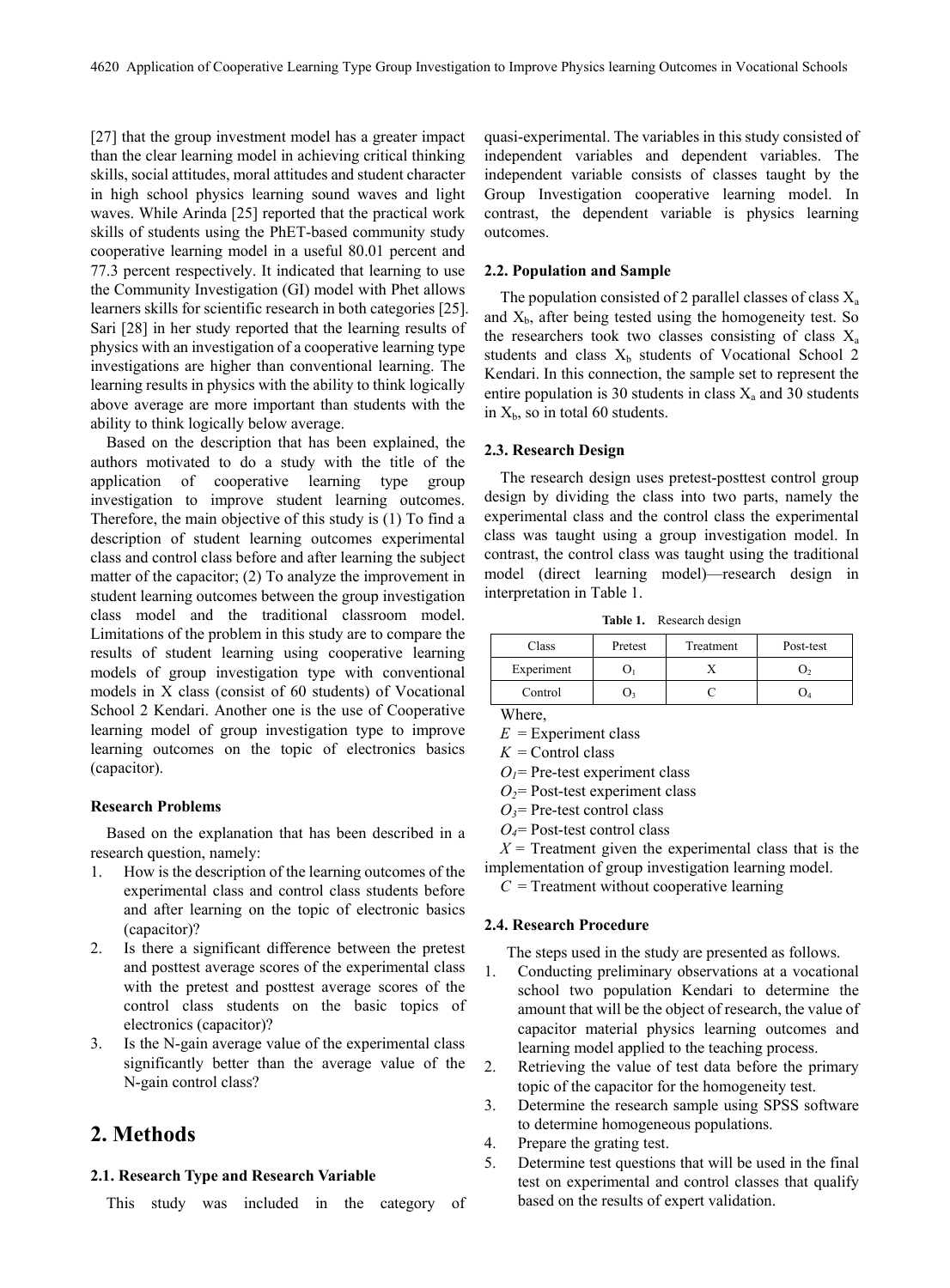[27] that the group investment model has a greater impact than the clear learning model in achieving critical thinking skills, social attitudes, moral attitudes and student character in high school physics learning sound waves and light waves. While Arinda [25] reported that the practical work skills of students using the PhET-based community study cooperative learning model in a useful 80.01 percent and 77.3 percent respectively. It indicated that learning to use the Community Investigation (GI) model with Phet allows learners skills for scientific research in both categories [25]. Sari [28] in her study reported that the learning results of physics with an investigation of a cooperative learning type investigations are higher than conventional learning. The learning results in physics with the ability to think logically above average are more important than students with the ability to think logically below average.

Based on the description that has been explained, the authors motivated to do a study with the title of the application of cooperative learning type group investigation to improve student learning outcomes. Therefore, the main objective of this study is (1) To find a description of student learning outcomes experimental class and control class before and after learning the subject matter of the capacitor; (2) To analyze the improvement in student learning outcomes between the group investigation class model and the traditional classroom model. Limitations of the problem in this study are to compare the results of student learning using cooperative learning models of group investigation type with conventional models in X class (consist of 60 students) of Vocational School 2 Kendari. Another one is the use of Cooperative learning model of group investigation type to improve learning outcomes on the topic of electronics basics (capacitor).

**Research Problems**

Based on the explanation that has been described in a research question, namely:

1. How is the description of the learning outcomes of the experimental class and control class students before and after learning on the topic of electronic basics (capacitor)?
2. Is there a significant difference between the pretest and posttest average scores of the experimental class with the pretest and posttest average scores of the control class students on the basic topics of electronics (capacitor)?
3. Is the N-gain average value of the experimental class significantly better than the average value of the N-gain control class?

## 2. Methods

### 2.1. Research Type and Research Variable

This study was included in the category of quasi-experimental. The variables in this study consisted of independent variables and dependent variables. The independent variable consists of classes taught by the Group Investigation cooperative learning model. In contrast, the dependent variable is physics learning outcomes.

### 2.2. Population and Sample

The population consisted of 2 parallel classes of class $X_a$ and $X_b$, after being tested using the homogeneity test. So the researchers took two classes consisting of class $X_a$ students and class $X_b$ students of Vocational School 2 Kendari. In this connection, the sample set to represent the entire population is 30 students in class $X_a$ and 30 students in $X_b$, so in total 60 students.

### 2.3. Research Design

The research design uses pretest-posttest control group design by dividing the class into two parts, namely the experimental class and the control class the experimental class was taught using a group investigation model. In contrast, the control class was taught using the traditional model (direct learning model)—research design in interpretation in Table 1.

**Table 1.** Research design

| Class | Pretest | Treatment | Post-test |
|---|---|---|---|
| Experiment | $O_1$ | X | $O_2$ |
| Control | $O_3$ | C | $O_4$ |

Where,

$E$ = Experiment class
$K$ = Control class
$O_1$ = Pre-test experiment class
$O_2$ = Post-test experiment class
$O_3$ = Pre-test control class
$O_4$ = Post-test control class
$X$ = Treatment given the experimental class that is the implementation of group investigation learning model.
$C$ = Treatment without cooperative learning

### 2.4. Research Procedure

The steps used in the study are presented as follows.

1. Conducting preliminary observations at a vocational school two population Kendari to determine the amount that will be the object of research, the value of capacitor material physics learning outcomes and learning model applied to the teaching process.
2. Retrieving the value of test data before the primary topic of the capacitor for the homogeneity test.
3. Determine the research sample using SPSS software to determine homogeneous populations.
4. Prepare the grating test.
5. Determine test questions that will be used in the final test on experimental and control classes that qualify based on the results of expert validation.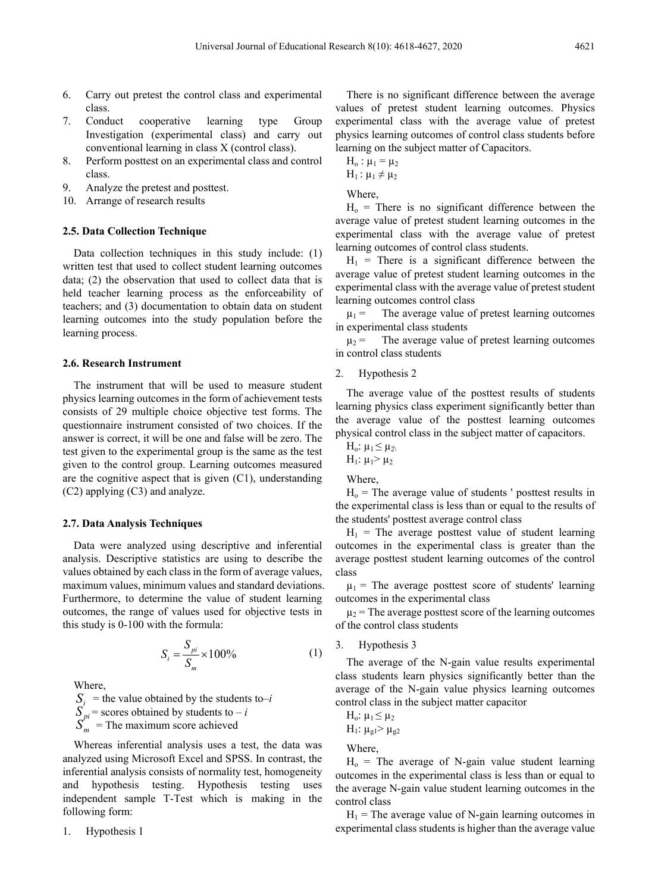6. Carry out pretest the control class and experimental class.
7. Conduct cooperative learning type Group Investigation (experimental class) and carry out conventional learning in class X (control class).
8. Perform posttest on an experimental class and control class.
9. Analyze the pretest and posttest.
10. Arrange of research results

### 2.5. Data Collection Technique

Data collection techniques in this study include: (1) written test that used to collect student learning outcomes data; (2) the observation that used to collect data that is held teacher learning process as the enforceability of teachers; and (3) documentation to obtain data on student learning outcomes into the study population before the learning process.

### 2.6. Research Instrument

The instrument that will be used to measure student physics learning outcomes in the form of achievement tests consists of 29 multiple choice objective test forms. The questionnaire instrument consisted of two choices. If the answer is correct, it will be one and false will be zero. The test given to the experimental group is the same as the test given to the control group. Learning outcomes measured are the cognitive aspect that is given (C1), understanding (C2) applying (C3) and analyze.

### 2.7. Data Analysis Techniques

Data were analyzed using descriptive and inferential analysis. Descriptive statistics are using to describe the values obtained by each class in the form of average values, maximum values, minimum values and standard deviations. Furthermore, to determine the value of student learning outcomes, the range of values used for objective tests in this study is 0-100 with the formula:

$$S_i = \frac{S_{pi}}{S_m} \times 100\% \tag{1}$$

Where,

$S_i$ = the value obtained by the students to–$i$
$S_{pi}$ = scores obtained by students to – $i$
$S_m$ = The maximum score achieved

Whereas inferential analysis uses a test, the data was analyzed using Microsoft Excel and SPSS. In contrast, the inferential analysis consists of normality test, homogeneity and hypothesis testing. Hypothesis testing uses independent sample T-Test which is making in the following form:

1. Hypothesis 1

There is no significant difference between the average values of pretest student learning outcomes. Physics experimental class with the average value of pretest physics learning outcomes of control class students before learning on the subject matter of Capacitors.

$H_o : \mu_1 = \mu_2$
$H_1 : \mu_1 \neq \mu_2$

Where,

$H_o$ = There is no significant difference between the average value of pretest student learning outcomes in the experimental class with the average value of pretest learning outcomes of control class students.

$H_1$ = There is a significant difference between the average value of pretest student learning outcomes in the experimental class with the average value of pretest student learning outcomes control class

$\mu_1$ = The average value of pretest learning outcomes in experimental class students

$\mu_2$ = The average value of pretest learning outcomes in control class students

2. Hypothesis 2

The average value of the posttest results of students learning physics class experiment significantly better than the average value of the posttest learning outcomes physical control class in the subject matter of capacitors.

$H_o$: $\mu_1 \leq \mu_{2\backslash}$
$H_1$: $\mu_1 > \mu_2$

Where,

$H_o$ = The average value of students ' posttest results in the experimental class is less than or equal to the results of the students' posttest average control class

$H_1$ = The average posttest value of student learning outcomes in the experimental class is greater than the average posttest student learning outcomes of the control class

$\mu_1$ = The average posttest score of students' learning outcomes in the experimental class

$\mu_2$ = The average posttest score of the learning outcomes of the control class students

3. Hypothesis 3

The average of the N-gain value results experimental class students learn physics significantly better than the average of the N-gain value physics learning outcomes control class in the subject matter capacitor

$H_o$: $\mu_1 \leq \mu_2$
$H_1$: $\mu_{g1} > \mu_{g2}$

Where,

$H_o$ = The average of N-gain value student learning outcomes in the experimental class is less than or equal to the average N-gain value student learning outcomes in the control class

$H_1$ = The average value of N-gain learning outcomes in experimental class students is higher than the average value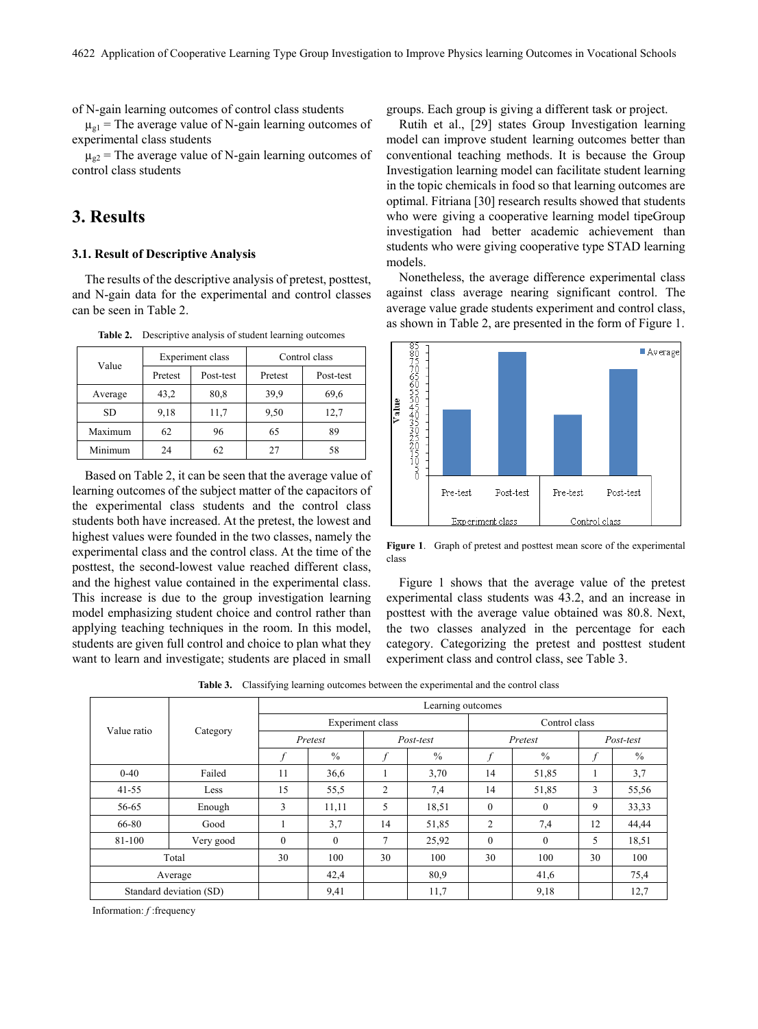of N-gain learning outcomes of control class students

$\mu_{g1}$ = The average value of N-gain learning outcomes of experimental class students

$\mu_{g2}$ = The average value of N-gain learning outcomes of control class students

## 3. Results

### 3.1. Result of Descriptive Analysis

The results of the descriptive analysis of pretest, posttest, and N-gain data for the experimental and control classes can be seen in Table 2.

**Table 2.** Descriptive analysis of student learning outcomes

| Value | Experiment class | | Control class | |
|---|---|---|---|---|
| | Pretest | Post-test | Pretest | Post-test |
| Average | 43,2 | 80,8 | 39,9 | 69,6 |
| SD | 9,18 | 11,7 | 9,50 | 12,7 |
| Maximum | 62 | 96 | 65 | 89 |
| Minimum | 24 | 62 | 27 | 58 |

Based on Table 2, it can be seen that the average value of learning outcomes of the subject matter of the capacitors of the experimental class students and the control class students both have increased. At the pretest, the lowest and highest values were founded in the two classes, namely the experimental class and the control class. At the time of the posttest, the second-lowest value reached different class, and the highest value contained in the experimental class. This increase is due to the group investigation learning model emphasizing student choice and control rather than applying teaching techniques in the room. In this model, students are given full control and choice to plan what they want to learn and investigate; students are placed in small groups. Each group is giving a different task or project.

Rutih et al., [29] states Group Investigation learning model can improve student learning outcomes better than conventional teaching methods. It is because the Group Investigation learning model can facilitate student learning in the topic chemicals in food so that learning outcomes are optimal. Fitriana [30] research results showed that students who were giving a cooperative learning model tipeGroup investigation had better academic achievement than students who were giving cooperative type STAD learning models.

Nonetheless, the average difference experimental class against class average nearing significant control. The average value grade students experiment and control class, as shown in Table 2, are presented in the form of Figure 1.

**Figure 1**. Graph of pretest and posttest mean score of the experimental class

Figure 1 shows that the average value of the pretest experimental class students was 43.2, and an increase in posttest with the average value obtained was 80.8. Next, the two classes analyzed in the percentage for each category. Categorizing the pretest and posttest student experiment class and control class, see Table 3.

**Table 3.** Classifying learning outcomes between the experimental and the control class

| Value ratio | Category | Learning outcomes | | | | | | | |
|---|---|---|---|---|---|---|---|---|---|
| | | Experiment class | | | | Control class | | | |
| | | *Pretest* | | *Post-test* | | *Pretest* | | *Post-test* | |
| | | *f* | % | *f* | % | *f* | % | *f* | % |
| 0-40 | Failed | 11 | 36,6 | 1 | 3,70 | 14 | 51,85 | 1 | 3,7 |
| 41-55 | Less | 15 | 55,5 | 2 | 7,4 | 14 | 51,85 | 3 | 55,56 |
| 56-65 | Enough | 3 | 11,11 | 5 | 18,51 | 0 | 0 | 9 | 33,33 |
| 66-80 | Good | 1 | 3,7 | 14 | 51,85 | 2 | 7,4 | 12 | 44,44 |
| 81-100 | Very good | 0 | 0 | 7 | 25,92 | 0 | 0 | 5 | 18,51 |
| Total | | 30 | 100 | 30 | 100 | 30 | 100 | 30 | 100 |
| Average | | | 42,4 | | 80,9 | | 41,6 | | 75,4 |
| Standard deviation (SD) | | | 9,41 | | 11,7 | | 9,18 | | 12,7 |

Information: *f* :frequency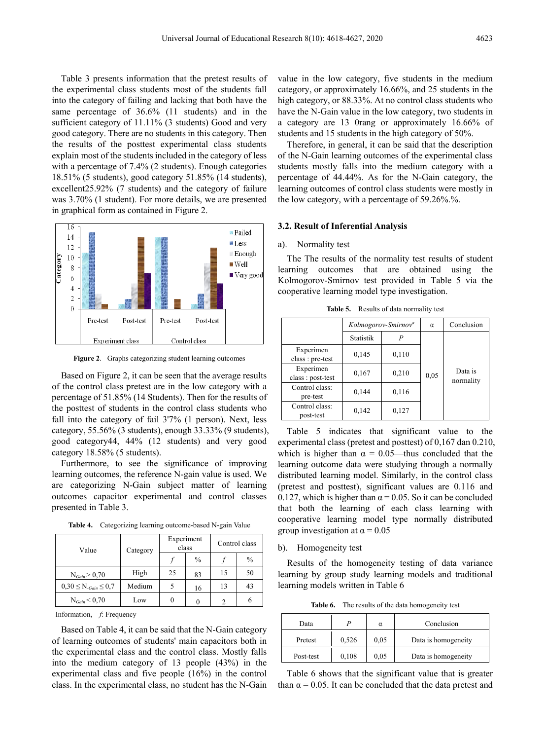Table 3 presents information that the pretest results of the experimental class students most of the students fall into the category of failing and lacking that both have the same percentage of 36.6% (11 students) and in the sufficient category of 11.11% (3 students) Good and very good category. There are no students in this category. Then the results of the posttest experimental class students explain most of the students included in the category of less with a percentage of 7.4% (2 students). Enough categories 18.51% (5 students), good category 51.85% (14 students), excellent25.92% (7 students) and the category of failure was 3.70% (1 student). For more details, we are presented in graphical form as contained in Figure 2.

**Figure 2**. Graphs categorizing student learning outcomes

Based on Figure 2, it can be seen that the average results of the control class pretest are in the low category with a percentage of 51.85% (14 Students). Then for the results of the posttest of students in the control class students who fall into the category of fail 3'7% (1 person). Next, less category, 55.56% (3 students), enough 33.33% (9 students), good category44, 44% (12 students) and very good category 18.58% (5 students).

Furthermore, to see the significance of improving learning outcomes, the reference N-gain value is used. We are categorizing N-Gain subject matter of learning outcomes capacitor experimental and control classes presented in Table 3.

**Table 4.** Categorizing learning outcome-based N-gain Value

| Value | Category | Experiment class | | Control class | |
|---|---|---|---|---|---|
| | | *f* | % | *f* | % |
| $N_{Gain} > 0{,}70$ | High | 25 | 83 | 15 | 50 |
| $0{,}30 \leq N_{-Gain} \leq 0{,}7$ | Medium | 5 | 16 | 13 | 43 |
| $N_{Gain} < 0{,}70$ | Low | 0 | 0 | 2 | 6 |

Information, *f*: Frequency

Based on Table 4, it can be said that the N-Gain category of learning outcomes of students' main capacitors both in the experimental class and the control class. Mostly falls into the medium category of 13 people (43%) in the experimental class and five people (16%) in the control class. In the experimental class, no student has the N-Gain value in the low category, five students in the medium category, or approximately 16.66%, and 25 students in the high category, or 88.33%. At no control class students who have the N-Gain value in the low category, two students in a category are 13 0rang or approximately 16.66% of students and 15 students in the high category of 50%.

Therefore, in general, it can be said that the description of the N-Gain learning outcomes of the experimental class students mostly falls into the medium category with a percentage of 44.44%. As for the N-Gain category, the learning outcomes of control class students were mostly in the low category, with a percentage of 59.26%.%.

### 3.2. Result of Inferential Analysis

a). Normality test

The The results of the normality test results of student learning outcomes that are obtained using the Kolmogorov-Smirnov test provided in Table 5 via the cooperative learning model type investigation.

**Table 5.** Results of data normality test

| | *Kolmogorov-Smirnov*[a] | | α | Conclusion |
|---|---|---|---|---|
| | Statistik | *P* | | |
| Experimen class : pre-test | 0,145 | 0,110 | 0,05 | Data is normality |
| Experimen class : post-test | 0,167 | 0,210 | | |
| Control class: pre-test | 0,144 | 0,116 | | |
| Control class: post-test | 0,142 | 0,127 | | |

Table 5 indicates that significant value to the experimental class (pretest and posttest) of 0,167 dan 0.210, which is higher than α = 0.05—thus concluded that the learning outcome data were studying through a normally distributed learning model. Similarly, in the control class (pretest and posttest), significant values are 0.116 and 0.127, which is higher than α = 0.05. So it can be concluded that both the learning of each class learning with cooperative learning model type normally distributed group investigation at α = 0.05

b). Homogeneity test

Results of the homogeneity testing of data variance learning by group study learning models and traditional learning models written in Table 6

**Table 6.** The results of the data homogeneity test

| Data | *P* | α | Conclusion |
|---|---|---|---|
| Pretest | 0,526 | 0,05 | Data is homogeneity |
| Post-test | 0,108 | 0,05 | Data is homogeneity |

Table 6 shows that the significant value that is greater than α = 0.05. It can be concluded that the data pretest and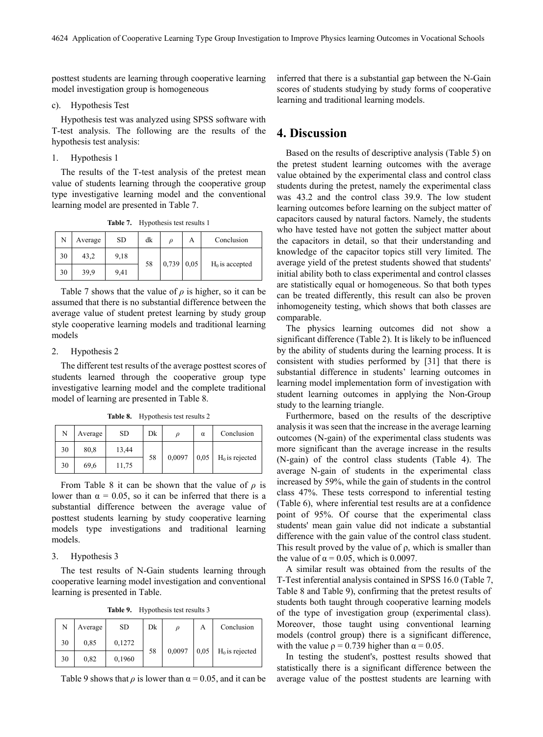posttest students are learning through cooperative learning model investigation group is homogeneous

c). Hypothesis Test

Hypothesis test was analyzed using SPSS software with T-test analysis. The following are the results of the hypothesis test analysis:

1. Hypothesis 1

The results of the T-test analysis of the pretest mean value of students learning through the cooperative group type investigative learning model and the conventional learning model are presented in Table 7.

**Table 7.** Hypothesis test results 1

| N | Average | SD | dk | $\rho$ | A | Conclusion |
|---|---|---|---|---|---|---|
| 30 | 43,2 | 9,18 | 58 | 0,739 | 0,05 | $H_0$ is accepted |
| 30 | 39,9 | 9,41 | | | | |

Table 7 shows that the value of $\rho$ is higher, so it can be assumed that there is no substantial difference between the average value of student pretest learning by study group style cooperative learning models and traditional learning models

2. Hypothesis 2

The different test results of the average posttest scores of students learned through the cooperative group type investigative learning model and the complete traditional model of learning are presented in Table 8.

**Table 8.** Hypothesis test results 2

| N | Average | SD | Dk | $\rho$ | α | Conclusion |
|---|---|---|---|---|---|---|
| 30 | 80,8 | 13,44 | 58 | 0,0097 | 0,05 | $H_0$ is rejected |
| 30 | 69,6 | 11,75 | | | | |

From Table 8 it can be shown that the value of $\rho$ is lower than $\alpha = 0.05$, so it can be inferred that there is a substantial difference between the average value of posttest students learning by study cooperative learning models type investigations and traditional learning models.

3. Hypothesis 3

The test results of N-Gain students learning through cooperative learning model investigation and conventional learning is presented in Table.

**Table 9.** Hypothesis test results 3

| N | Average | SD | Dk | $\rho$ | A | Conclusion |
|---|---|---|---|---|---|---|
| 30 | 0,85 | 0,1272 | 58 | 0,0097 | 0,05 | $H_0$ is rejected |
| 30 | 0,82 | 0,1960 | | | | |

Table 9 shows that $\rho$ is lower than $\alpha = 0.05$, and it can be inferred that there is a substantial gap between the N-Gain scores of students studying by study forms of cooperative learning and traditional learning models.

# 4. Discussion

Based on the results of descriptive analysis (Table 5) on the pretest student learning outcomes with the average value obtained by the experimental class and control class students during the pretest, namely the experimental class was 43.2 and the control class 39.9. The low student learning outcomes before learning on the subject matter of capacitors caused by natural factors. Namely, the students who have tested have not gotten the subject matter about the capacitors in detail, so that their understanding and knowledge of the capacitor topics still very limited. The average yield of the pretest students showed that students' initial ability both to class experimental and control classes are statistically equal or homogeneous. So that both types can be treated differently, this result can also be proven inhomogeneity testing, which shows that both classes are comparable.

The physics learning outcomes did not show a significant difference (Table 2). It is likely to be influenced by the ability of students during the learning process. It is consistent with studies performed by [31] that there is substantial difference in students' learning outcomes in learning model implementation form of investigation with student learning outcomes in applying the Non-Group study to the learning triangle.

Furthermore, based on the results of the descriptive analysis it was seen that the increase in the average learning outcomes (N-gain) of the experimental class students was more significant than the average increase in the results (N-gain) of the control class students (Table 4). The average N-gain of students in the experimental class increased by 59%, while the gain of students in the control class 47%. These tests correspond to inferential testing (Table 6), where inferential test results are at a confidence point of 95%. Of course that the experimental class students' mean gain value did not indicate a substantial difference with the gain value of the control class student. This result proved by the value of ρ, which is smaller than the value of $\alpha = 0.05$, which is 0.0097.

A similar result was obtained from the results of the T-Test inferential analysis contained in SPSS 16.0 (Table 7, Table 8 and Table 9), confirming that the pretest results of students both taught through cooperative learning models of the type of investigation group (experimental class). Moreover, those taught using conventional learning models (control group) there is a significant difference, with the value $\rho = 0.739$ higher than $\alpha = 0.05$.

In testing the student's, posttest results showed that statistically there is a significant difference between the average value of the posttest students are learning with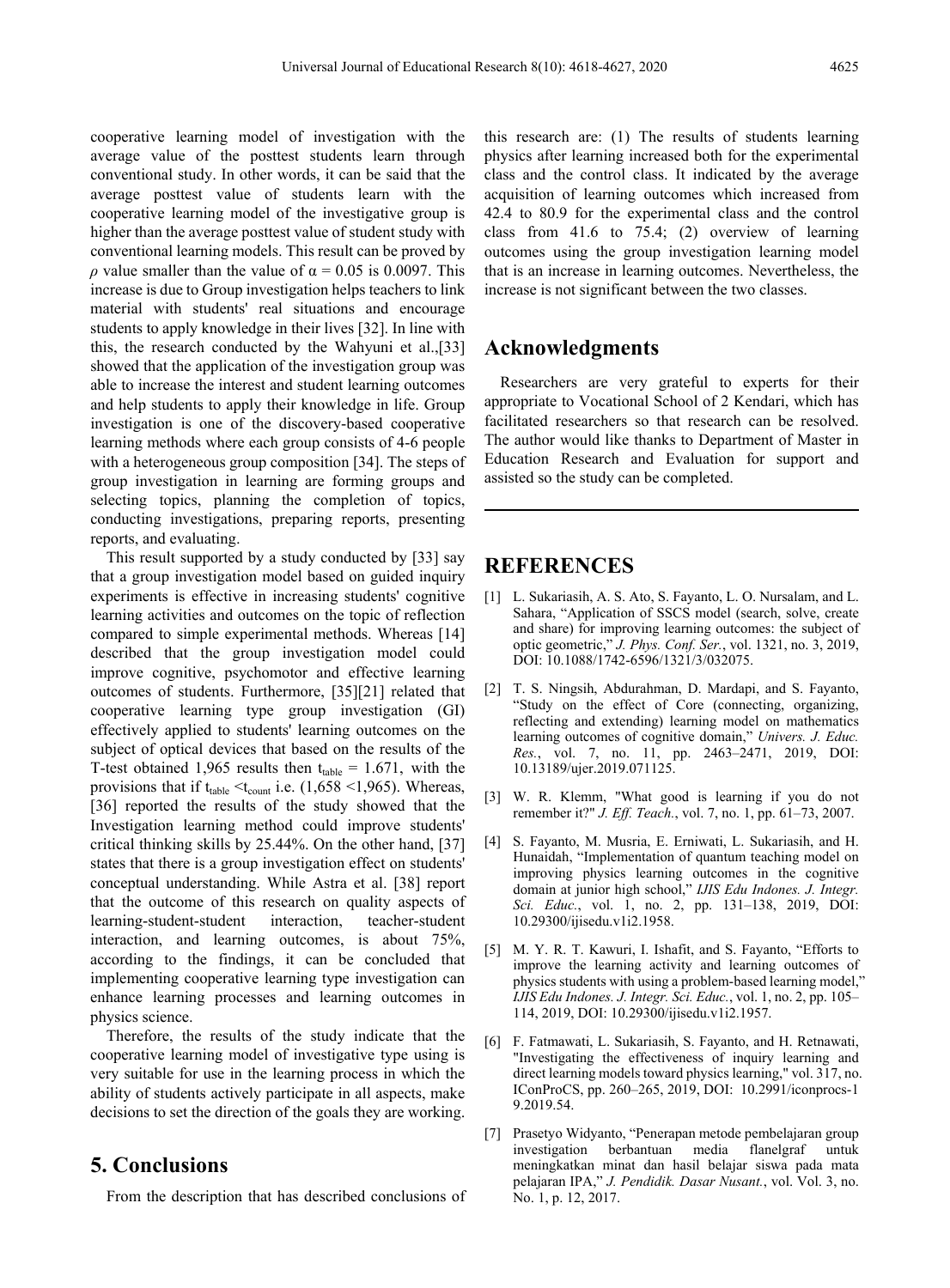cooperative learning model of investigation with the average value of the posttest students learn through conventional study. In other words, it can be said that the average posttest value of students learn with the cooperative learning model of the investigative group is higher than the average posttest value of student study with conventional learning models. This result can be proved by $\rho$ value smaller than the value of $\alpha = 0.05$ is 0.0097. This increase is due to Group investigation helps teachers to link material with students' real situations and encourage students to apply knowledge in their lives [32]. In line with this, the research conducted by the Wahyuni et al.,[33] showed that the application of the investigation group was able to increase the interest and student learning outcomes and help students to apply their knowledge in life. Group investigation is one of the discovery-based cooperative learning methods where each group consists of 4-6 people with a heterogeneous group composition [34]. The steps of group investigation in learning are forming groups and selecting topics, planning the completion of topics, conducting investigations, preparing reports, presenting reports, and evaluating.

This result supported by a study conducted by [33] say that a group investigation model based on guided inquiry experiments is effective in increasing students' cognitive learning activities and outcomes on the topic of reflection compared to simple experimental methods. Whereas [14] described that the group investigation model could improve cognitive, psychomotor and effective learning outcomes of students. Furthermore, [35][21] related that cooperative learning type group investigation (GI) effectively applied to students' learning outcomes on the subject of optical devices that based on the results of the T-test obtained 1,965 results then $t_{table} = 1.671$, with the provisions that if $t_{table} < t_{count}$ i.e. (1,658 <1,965). Whereas, [36] reported the results of the study showed that the Investigation learning method could improve students' critical thinking skills by 25.44%. On the other hand, [37] states that there is a group investigation effect on students' conceptual understanding. While Astra et al. [38] report that the outcome of this research on quality aspects of learning-student-student interaction, teacher-student interaction, and learning outcomes, is about 75%, according to the findings, it can be concluded that implementing cooperative learning type investigation can enhance learning processes and learning outcomes in physics science.

Therefore, the results of the study indicate that the cooperative learning model of investigative type using is very suitable for use in the learning process in which the ability of students actively participate in all aspects, make decisions to set the direction of the goals they are working.

# 5. Conclusions

From the description that has described conclusions of this research are: (1) The results of students learning physics after learning increased both for the experimental class and the control class. It indicated by the average acquisition of learning outcomes which increased from 42.4 to 80.9 for the experimental class and the control class from 41.6 to 75.4; (2) overview of learning outcomes using the group investigation learning model that is an increase in learning outcomes. Nevertheless, the increase is not significant between the two classes.

# Acknowledgments

Researchers are very grateful to experts for their appropriate to Vocational School of 2 Kendari, which has facilitated researchers so that research can be resolved. The author would like thanks to Department of Master in Education Research and Evaluation for support and assisted so the study can be completed.

---

# REFERENCES

[1] L. Sukariasih, A. S. Ato, S. Fayanto, L. O. Nursalam, and L. Sahara, "Application of SSCS model (search, solve, create and share) for improving learning outcomes: the subject of optic geometric," *J. Phys. Conf. Ser.*, vol. 1321, no. 3, 2019, DOI: 10.1088/1742-6596/1321/3/032075.

[2] T. S. Ningsih, Abdurahman, D. Mardapi, and S. Fayanto, "Study on the effect of Core (connecting, organizing, reflecting and extending) learning model on mathematics learning outcomes of cognitive domain," *Univers. J. Educ. Res.*, vol. 7, no. 11, pp. 2463–2471, 2019, DOI: 10.13189/ujer.2019.071125.

[3] W. R. Klemm, "What good is learning if you do not remember it?" *J. Eff. Teach.*, vol. 7, no. 1, pp. 61–73, 2007.

[4] S. Fayanto, M. Musria, E. Erniwati, L. Sukariasih, and H. Hunaidah, "Implementation of quantum teaching model on improving physics learning outcomes in the cognitive domain at junior high school," *IJIS Edu Indones. J. Integr. Sci. Educ.*, vol. 1, no. 2, pp. 131–138, 2019, DOI: 10.29300/ijisedu.v1i2.1958.

[5] M. Y. R. T. Kawuri, I. Ishafit, and S. Fayanto, "Efforts to improve the learning activity and learning outcomes of physics students with using a problem-based learning model," *IJIS Edu Indones. J. Integr. Sci. Educ.*, vol. 1, no. 2, pp. 105–114, 2019, DOI: 10.29300/ijisedu.v1i2.1957.

[6] F. Fatmawati, L. Sukariasih, S. Fayanto, and H. Retnawati, "Investigating the effectiveness of inquiry learning and direct learning models toward physics learning," vol. 317, no. IConProCS, pp. 260–265, 2019, DOI: 10.2991/iconprocs-19.2019.54.

[7] Prasetyo Widyanto, "Penerapan metode pembelajaran group investigation berbantuan media flanelgraf untuk meningkatkan minat dan hasil belajar siswa pada mata pelajaran IPA," *J. Pendidik. Dasar Nusant.*, vol. Vol. 3, no. No. 1, p. 12, 2017.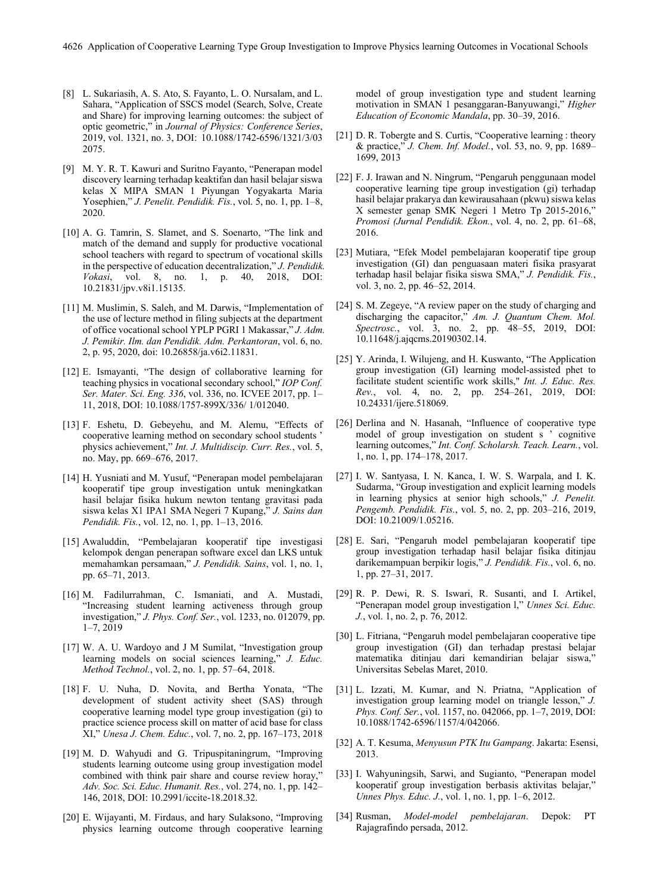[8] L. Sukariasih, A. S. Ato, S. Fayanto, L. O. Nursalam, and L. Sahara, "Application of SSCS model (Search, Solve, Create and Share) for improving learning outcomes: the subject of optic geometric," in *Journal of Physics: Conference Series*, 2019, vol. 1321, no. 3, DOI: 10.1088/1742-6596/1321/3/03 2075.

[9] M. Y. R. T. Kawuri and Suritno Fayanto, "Penerapan model discovery learning terhadap keaktifan dan hasil belajar siswa kelas X MIPA SMAN 1 Piyungan Yogyakarta Maria Yosephien," *J. Penelit. Pendidik. Fis.*, vol. 5, no. 1, pp. 1–8, 2020.

[10] A. G. Tamrin, S. Slamet, and S. Soenarto, "The link and match of the demand and supply for productive vocational school teachers with regard to spectrum of vocational skills in the perspective of education decentralization," *J. Pendidik. Vokasi*, vol. 8, no. 1, p. 40, 2018, DOI: 10.21831/jpv.v8i1.15135.

[11] M. Muslimin, S. Saleh, and M. Darwis, "Implementation of the use of lecture method in filing subjects at the department of office vocational school YPLP PGRI 1 Makassar," *J. Adm. J. Pemikir. Ilm. dan Pendidik. Adm. Perkantoran*, vol. 6, no. 2, p. 95, 2020, doi: 10.26858/ja.v6i2.11831.

[12] E. Ismayanti, "The design of collaborative learning for teaching physics in vocational secondary school," *IOP Conf. Ser. Mater. Sci. Eng. 336*, vol. 336, no. ICVEE 2017, pp. 1–11, 2018, DOI: 10.1088/1757-899X/336/ 1/012040.

[13] F. Eshetu, D. Gebeyehu, and M. Alemu, "Effects of cooperative learning method on secondary school students ' physics achievement," *Int. J. Multidiscip. Curr. Res.*, vol. 5, no. May, pp. 669–676, 2017.

[14] H. Yusniati and M. Yusuf, "Penerapan model pembelajaran kooperatif tipe group investigation untuk meningkatkan hasil belajar fisika hukum newton tentang gravitasi pada siswa kelas X1 IPA1 SMA Negeri 7 Kupang," *J. Sains dan Pendidik. Fis.*, vol. 12, no. 1, pp. 1–13, 2016.

[15] Awaluddin, "Pembelajaran kooperatif tipe investigasi kelompok dengan penerapan software excel dan LKS untuk memahamkan persamaan," *J. Pendidik. Sains*, vol. 1, no. 1, pp. 65–71, 2013.

[16] M. Fadilurrahman, C. Ismaniati, and A. Mustadi, "Increasing student learning activeness through group investigation," *J. Phys. Conf. Ser.*, vol. 1233, no. 012079, pp. 1–7, 2019

[17] W. A. U. Wardoyo and J M Sumilat, "Investigation group learning models on social sciences learning," *J. Educ. Method Technol.*, vol. 2, no. 1, pp. 57–64, 2018.

[18] F. U. Nuha, D. Novita, and Bertha Yonata, "The development of student activity sheet (SAS) through cooperative learning model type group investigation (gi) to practice science process skill on matter of acid base for class XI," *Unesa J. Chem. Educ.*, vol. 7, no. 2, pp. 167–173, 2018

[19] M. D. Wahyudi and G. Tripuspitaningrum, "Improving students learning outcome using group investigation model combined with think pair share and course review horay," *Adv. Soc. Sci. Educ. Humanit. Res.*, vol. 274, no. 1, pp. 142–146, 2018, DOI: 10.2991/iccite-18.2018.32.

[20] E. Wijayanti, M. Firdaus, and hary Sulaksono, "Improving physics learning outcome through cooperative learning model of group investigation type and student learning motivation in SMAN 1 pesanggaran-Banyuwangi," *Higher Education of Economic Mandala*, pp. 30–39, 2016.

[21] D. R. Tobergte and S. Curtis, "Cooperative learning : theory & practice," *J. Chem. Inf. Model.*, vol. 53, no. 9, pp. 1689–1699, 2013

[22] F. J. Irawan and N. Ningrum, "Pengaruh penggunaan model cooperative learning tipe group investigation (gi) terhadap hasil belajar prakarya dan kewirausahaan (pkwu) siswa kelas X semester genap SMK Negeri 1 Metro Tp 2015-2016," *Promosi (Jurnal Pendidik. Ekon.*, vol. 4, no. 2, pp. 61–68, 2016.

[23] Mutiara, "Efek Model pembelajaran kooperatif tipe group investigation (GI) dan penguasaan materi fisika prasyarat terhadap hasil belajar fisika siswa SMA," *J. Pendidik. Fis.*, vol. 3, no. 2, pp. 46–52, 2014.

[24] S. M. Zegeye, "A review paper on the study of charging and discharging the capacitor," *Am. J. Quantum Chem. Mol. Spectrosc.*, vol. 3, no. 2, pp. 48–55, 2019, DOI: 10.11648/j.ajqcms.20190302.14.

[25] Y. Arinda, I. Wilujeng, and H. Kuswanto, "The Application group investigation (GI) learning model-assisted phet to facilitate student scientific work skills," *Int. J. Educ. Res. Rev.*, vol. 4, no. 2, pp. 254–261, 2019, DOI: 10.24331/ijere.518069.

[26] Derlina and N. Hasanah, "Influence of cooperative type model of group investigation on student s ' cognitive learning outcomes," *Int. Conf. Scholarsh. Teach. Learn.*, vol. 1, no. 1, pp. 174–178, 2017.

[27] I. W. Santyasa, I. N. Kanca, I. W. S. Warpala, and I. K. Sudarma, "Group investigation and explicit learning models in learning physics at senior high schools," *J. Penelit. Pengemb. Pendidik. Fis.*, vol. 5, no. 2, pp. 203–216, 2019, DOI: 10.21009/1.05216.

[28] E. Sari, "Pengaruh model pembelajaran kooperatif tipe group investigation terhadap hasil belajar fisika ditinjau darikemampuan berpikir logis," *J. Pendidik. Fis.*, vol. 6, no. 1, pp. 27–31, 2017.

[29] R. P. Dewi, R. S. Iswari, R. Susanti, and I. Artikel, "Penerapan model group investigation l," *Unnes Sci. Educ. J.*, vol. 1, no. 2, p. 76, 2012.

[30] L. Fitriana, "Pengaruh model pembelajaran cooperative tipe group investigation (GI) dan terhadap prestasi belajar matematika ditinjau dari kemandirian belajar siswa," Universitas Sebelas Maret, 2010.

[31] L. Izzati, M. Kumar, and N. Priatna, "Application of investigation group learning model on triangle lesson," *J. Phys. Conf. Ser.*, vol. 1157, no. 042066, pp. 1–7, 2019, DOI: 10.1088/1742-6596/1157/4/042066.

[32] A. T. Kesuma, *Menyusun PTK Itu Gampang*. Jakarta: Esensi, 2013.

[33] I. Wahyuningsih, Sarwi, and Sugianto, "Penerapan model kooperatif group investigation berbasis aktivitas belajar," *Unnes Phys. Educ. J.*, vol. 1, no. 1, pp. 1–6, 2012.

[34] Rusman, *Model-model pembelajaran*. Depok: PT Rajagrafindo persada, 2012.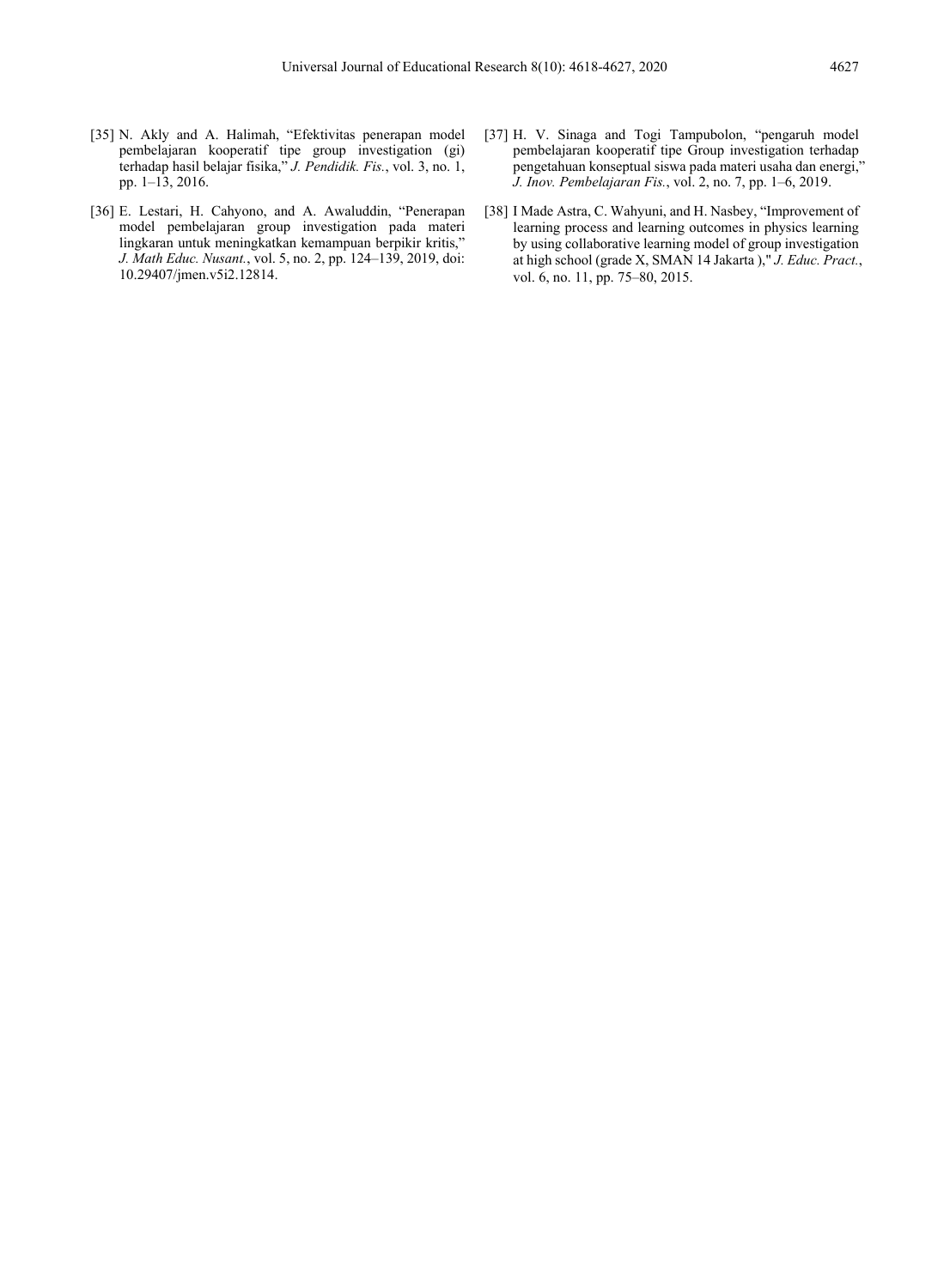[35] N. Akly and A. Halimah, “Efektivitas penerapan model pembelajaran kooperatif tipe group investigation (gi) terhadap hasil belajar fisika,” *J. Pendidik. Fis.*, vol. 3, no. 1, pp. 1–13, 2016.

[36] E. Lestari, H. Cahyono, and A. Awaluddin, “Penerapan model pembelajaran group investigation pada materi lingkaran untuk meningkatkan kemampuan berpikir kritis,” *J. Math Educ. Nusant.*, vol. 5, no. 2, pp. 124–139, 2019, doi: 10.29407/jmen.v5i2.12814.

[37] H. V. Sinaga and Togi Tampubolon, “pengaruh model pembelajaran kooperatif tipe Group investigation terhadap pengetahuan konseptual siswa pada materi usaha dan energi,” *J. Inov. Pembelajaran Fis.*, vol. 2, no. 7, pp. 1–6, 2019.

[38] I Made Astra, C. Wahyuni, and H. Nasbey, “Improvement of learning process and learning outcomes in physics learning by using collaborative learning model of group investigation at high school (grade X, SMAN 14 Jakarta )," *J. Educ. Pract.*, vol. 6, no. 11, pp. 75–80, 2015.